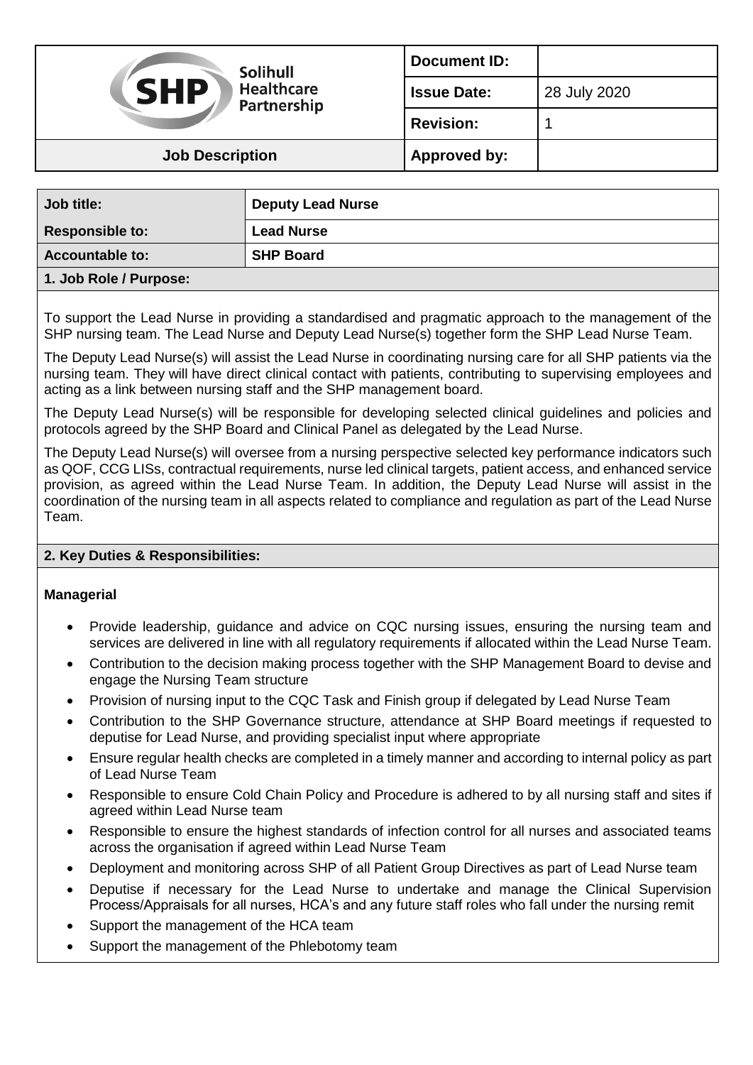| Solihull Healthcare Partnership (SHP) | Document ID: | |
|---|---|---|
| | Issue Date: | 28 July 2020 |
| | Revision: | 1 |
| Job Description | Approved by: | |

| Job title: | Deputy Lead Nurse |
|---|---|
| Responsible to: | Lead Nurse |
| Accountable to: | SHP Board |

## 1. Job Role / Purpose:

To support the Lead Nurse in providing a standardised and pragmatic approach to the management of the SHP nursing team. The Lead Nurse and Deputy Lead Nurse(s) together form the SHP Lead Nurse Team.

The Deputy Lead Nurse(s) will assist the Lead Nurse in coordinating nursing care for all SHP patients via the nursing team. They will have direct clinical contact with patients, contributing to supervising employees and acting as a link between nursing staff and the SHP management board.

The Deputy Lead Nurse(s) will be responsible for developing selected clinical guidelines and policies and protocols agreed by the SHP Board and Clinical Panel as delegated by the Lead Nurse.

The Deputy Lead Nurse(s) will oversee from a nursing perspective selected key performance indicators such as QOF, CCG LISs, contractual requirements, nurse led clinical targets, patient access, and enhanced service provision, as agreed within the Lead Nurse Team. In addition, the Deputy Lead Nurse will assist in the coordination of the nursing team in all aspects related to compliance and regulation as part of the Lead Nurse Team.

## 2. Key Duties & Responsibilities:

### Managerial

- Provide leadership, guidance and advice on CQC nursing issues, ensuring the nursing team and services are delivered in line with all regulatory requirements if allocated within the Lead Nurse Team.
- Contribution to the decision making process together with the SHP Management Board to devise and engage the Nursing Team structure
- Provision of nursing input to the CQC Task and Finish group if delegated by Lead Nurse Team
- Contribution to the SHP Governance structure, attendance at SHP Board meetings if requested to deputise for Lead Nurse, and providing specialist input where appropriate
- Ensure regular health checks are completed in a timely manner and according to internal policy as part of Lead Nurse Team
- Responsible to ensure Cold Chain Policy and Procedure is adhered to by all nursing staff and sites if agreed within Lead Nurse team
- Responsible to ensure the highest standards of infection control for all nurses and associated teams across the organisation if agreed within Lead Nurse Team
- Deployment and monitoring across SHP of all Patient Group Directives as part of Lead Nurse team
- Deputise if necessary for the Lead Nurse to undertake and manage the Clinical Supervision Process/Appraisals for all nurses, HCA's and any future staff roles who fall under the nursing remit
- Support the management of the HCA team
- Support the management of the Phlebotomy team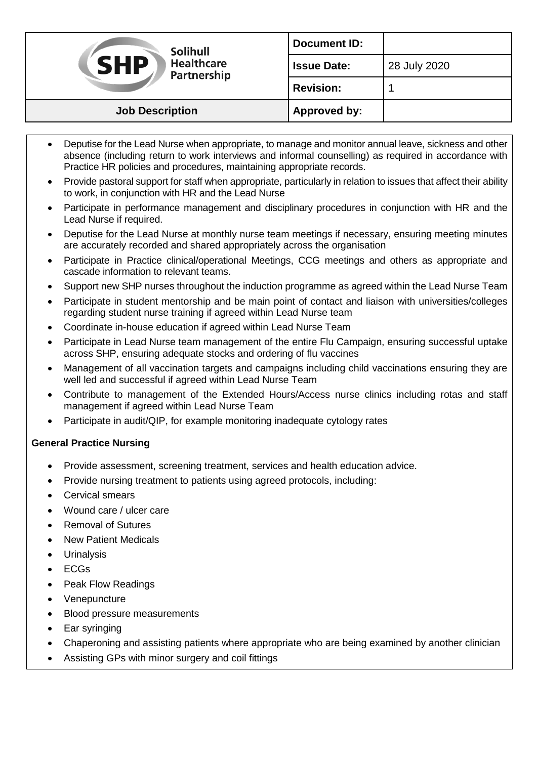- Deputise for the Lead Nurse when appropriate, to manage and monitor annual leave, sickness and other absence (including return to work interviews and informal counselling) as required in accordance with Practice HR policies and procedures, maintaining appropriate records.
- Provide pastoral support for staff when appropriate, particularly in relation to issues that affect their ability to work, in conjunction with HR and the Lead Nurse
- Participate in performance management and disciplinary procedures in conjunction with HR and the Lead Nurse if required.
- Deputise for the Lead Nurse at monthly nurse team meetings if necessary, ensuring meeting minutes are accurately recorded and shared appropriately across the organisation
- Participate in Practice clinical/operational Meetings, CCG meetings and others as appropriate and cascade information to relevant teams.
- Support new SHP nurses throughout the induction programme as agreed within the Lead Nurse Team
- Participate in student mentorship and be main point of contact and liaison with universities/colleges regarding student nurse training if agreed within Lead Nurse team
- Coordinate in-house education if agreed within Lead Nurse Team
- Participate in Lead Nurse team management of the entire Flu Campaign, ensuring successful uptake across SHP, ensuring adequate stocks and ordering of flu vaccines
- Management of all vaccination targets and campaigns including child vaccinations ensuring they are well led and successful if agreed within Lead Nurse Team
- Contribute to management of the Extended Hours/Access nurse clinics including rotas and staff management if agreed within Lead Nurse Team
- Participate in audit/QIP, for example monitoring inadequate cytology rates

**General Practice Nursing**

- Provide assessment, screening treatment, services and health education advice.
- Provide nursing treatment to patients using agreed protocols, including:
- Cervical smears
- Wound care / ulcer care
- Removal of Sutures
- New Patient Medicals
- Urinalysis
- ECGs
- Peak Flow Readings
- Venepuncture
- Blood pressure measurements
- Ear syringing
- Chaperoning and assisting patients where appropriate who are being examined by another clinician
- Assisting GPs with minor surgery and coil fittings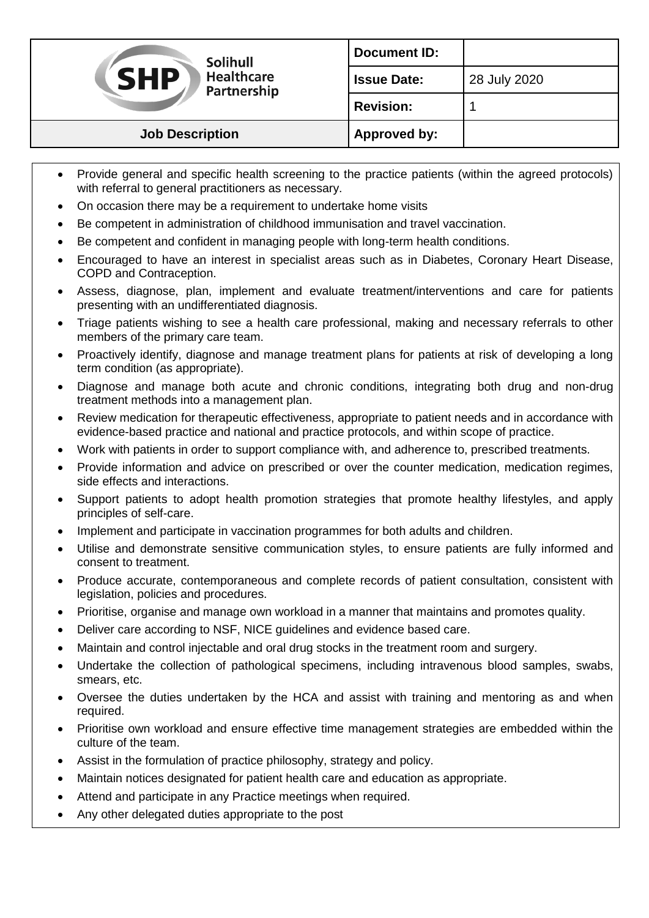- Provide general and specific health screening to the practice patients (within the agreed protocols) with referral to general practitioners as necessary.
- On occasion there may be a requirement to undertake home visits
- Be competent in administration of childhood immunisation and travel vaccination.
- Be competent and confident in managing people with long-term health conditions.
- Encouraged to have an interest in specialist areas such as in Diabetes, Coronary Heart Disease, COPD and Contraception.
- Assess, diagnose, plan, implement and evaluate treatment/interventions and care for patients presenting with an undifferentiated diagnosis.
- Triage patients wishing to see a health care professional, making and necessary referrals to other members of the primary care team.
- Proactively identify, diagnose and manage treatment plans for patients at risk of developing a long term condition (as appropriate).
- Diagnose and manage both acute and chronic conditions, integrating both drug and non-drug treatment methods into a management plan.
- Review medication for therapeutic effectiveness, appropriate to patient needs and in accordance with evidence-based practice and national and practice protocols, and within scope of practice.
- Work with patients in order to support compliance with, and adherence to, prescribed treatments.
- Provide information and advice on prescribed or over the counter medication, medication regimes, side effects and interactions.
- Support patients to adopt health promotion strategies that promote healthy lifestyles, and apply principles of self-care.
- Implement and participate in vaccination programmes for both adults and children.
- Utilise and demonstrate sensitive communication styles, to ensure patients are fully informed and consent to treatment.
- Produce accurate, contemporaneous and complete records of patient consultation, consistent with legislation, policies and procedures.
- Prioritise, organise and manage own workload in a manner that maintains and promotes quality.
- Deliver care according to NSF, NICE guidelines and evidence based care.
- Maintain and control injectable and oral drug stocks in the treatment room and surgery.
- Undertake the collection of pathological specimens, including intravenous blood samples, swabs, smears, etc.
- Oversee the duties undertaken by the HCA and assist with training and mentoring as and when required.
- Prioritise own workload and ensure effective time management strategies are embedded within the culture of the team.
- Assist in the formulation of practice philosophy, strategy and policy.
- Maintain notices designated for patient health care and education as appropriate.
- Attend and participate in any Practice meetings when required.
- Any other delegated duties appropriate to the post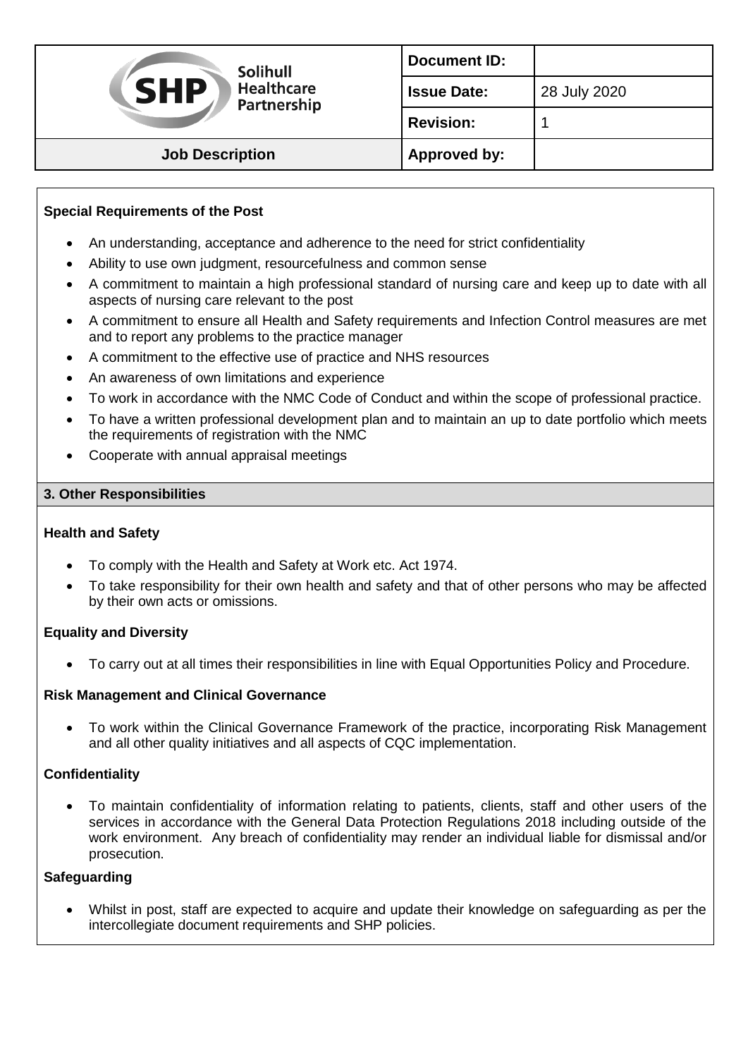**Special Requirements of the Post**

- An understanding, acceptance and adherence to the need for strict confidentiality
- Ability to use own judgment, resourcefulness and common sense
- A commitment to maintain a high professional standard of nursing care and keep up to date with all aspects of nursing care relevant to the post
- A commitment to ensure all Health and Safety requirements and Infection Control measures are met and to report any problems to the practice manager
- A commitment to the effective use of practice and NHS resources
- An awareness of own limitations and experience
- To work in accordance with the NMC Code of Conduct and within the scope of professional practice.
- To have a written professional development plan and to maintain an up to date portfolio which meets the requirements of registration with the NMC
- Cooperate with annual appraisal meetings

## 3. Other Responsibilities

**Health and Safety**

- To comply with the Health and Safety at Work etc. Act 1974.
- To take responsibility for their own health and safety and that of other persons who may be affected by their own acts or omissions.

**Equality and Diversity**

- To carry out at all times their responsibilities in line with Equal Opportunities Policy and Procedure.

**Risk Management and Clinical Governance**

- To work within the Clinical Governance Framework of the practice, incorporating Risk Management and all other quality initiatives and all aspects of CQC implementation.

**Confidentiality**

- To maintain confidentiality of information relating to patients, clients, staff and other users of the services in accordance with the General Data Protection Regulations 2018 including outside of the work environment. Any breach of confidentiality may render an individual liable for dismissal and/or prosecution.

**Safeguarding**

- Whilst in post, staff are expected to acquire and update their knowledge on safeguarding as per the intercollegiate document requirements and SHP policies.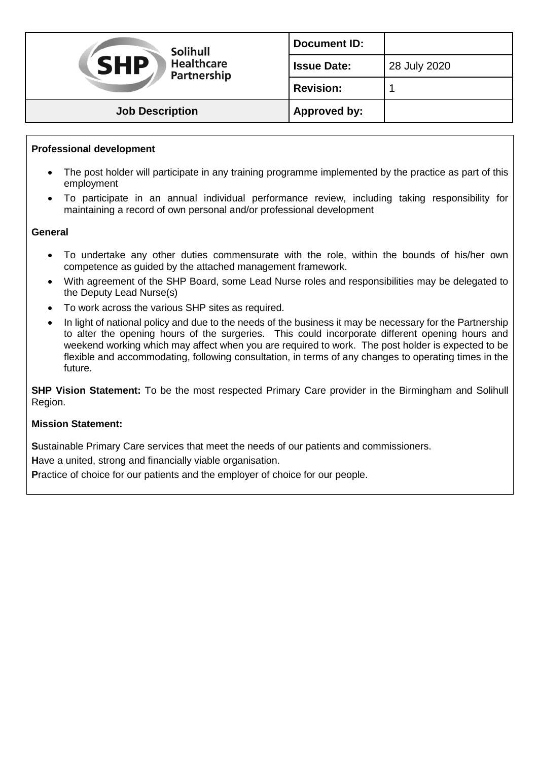**Professional development**

- The post holder will participate in any training programme implemented by the practice as part of this employment
- To participate in an annual individual performance review, including taking responsibility for maintaining a record of own personal and/or professional development

**General**

- To undertake any other duties commensurate with the role, within the bounds of his/her own competence as guided by the attached management framework.
- With agreement of the SHP Board, some Lead Nurse roles and responsibilities may be delegated to the Deputy Lead Nurse(s)
- To work across the various SHP sites as required.
- In light of national policy and due to the needs of the business it may be necessary for the Partnership to alter the opening hours of the surgeries. This could incorporate different opening hours and weekend working which may affect when you are required to work. The post holder is expected to be flexible and accommodating, following consultation, in terms of any changes to operating times in the future.

**SHP Vision Statement:** To be the most respected Primary Care provider in the Birmingham and Solihull Region.

**Mission Statement:**

**S**ustainable Primary Care services that meet the needs of our patients and commissioners.
**H**ave a united, strong and financially viable organisation.
**P**ractice of choice for our patients and the employer of choice for our people.